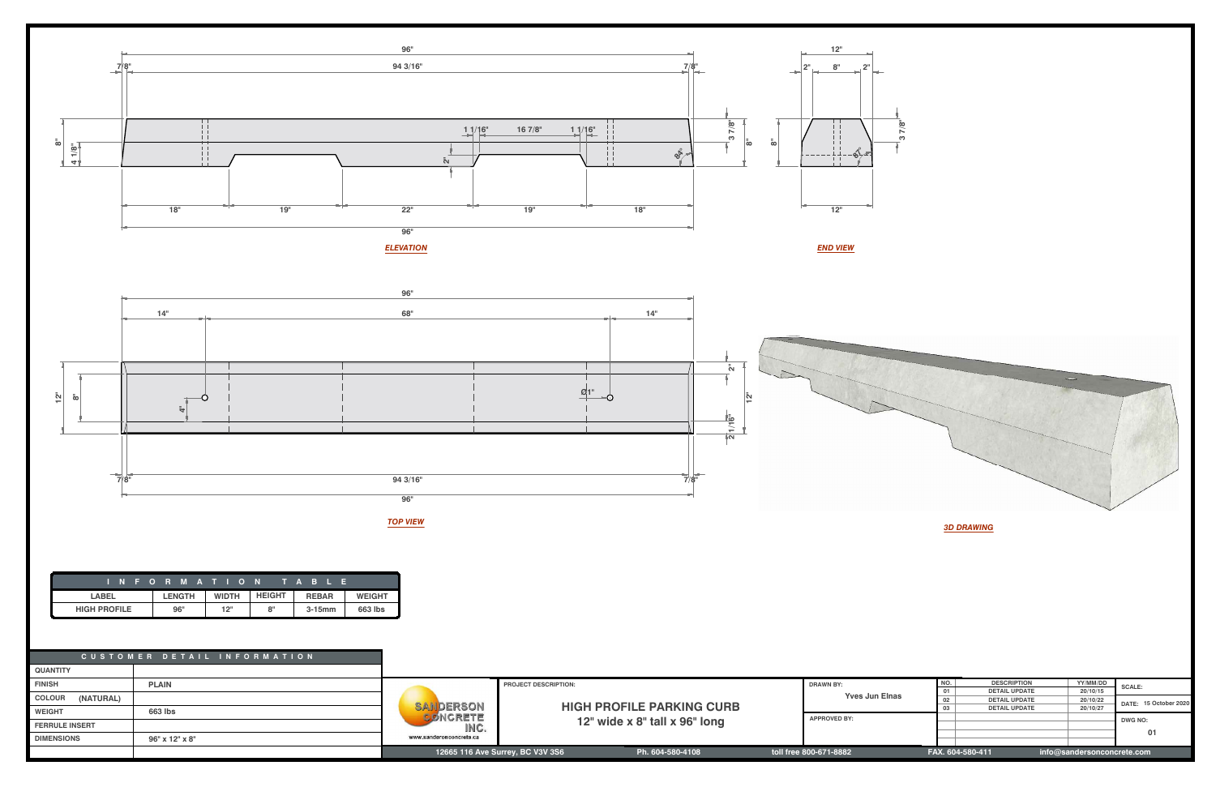ELEVATION

END VIEW

TOP VIEW

3D DRAWING

| INFORMATION TABLE | | | | | |
|---|---|---|---|---|---|
| LABEL | LENGTH | WIDTH | HEIGHT | REBAR | WEIGHT |
| HIGH PROFILE | 96" | 12" | 8" | 3-15mm | 663 lbs |

| CUSTOMER DETAIL INFORMATION | |
|---|---|
| QUANTITY | |
| FINISH | PLAIN |
| COLOUR (NATURAL) | |
| WEIGHT | 663 lbs |
| FERRULE INSERT | |
| DIMENSIONS | 96" x 12" x 8" |

SANDERSON CONCRETE INC.
www.sandersonconcrete.ca

PROJECT DESCRIPTION:

**HIGH PROFILE PARKING CURB**
**12" wide x 8" tall x 96" long**

DRAWN BY: Yves Jun Elnas

APPROVED BY:

| NO. | DESCRIPTION | YY/MM/DD |
|---|---|---|
| 01 | DETAIL UPDATE | 20/10/15 |
| 02 | DETAIL UPDATE | 20/10/22 |
| 03 | DETAIL UPDATE | 20/10/27 |

SCALE:

DATE: 15 October 2020

DWG NO: 01

12665 116 Ave Surrey, BC V3V 3S6 | Ph. 604-580-4108 | toll free 800-671-8882 | FAX. 604-580-411 | info@sandersonconcrete.com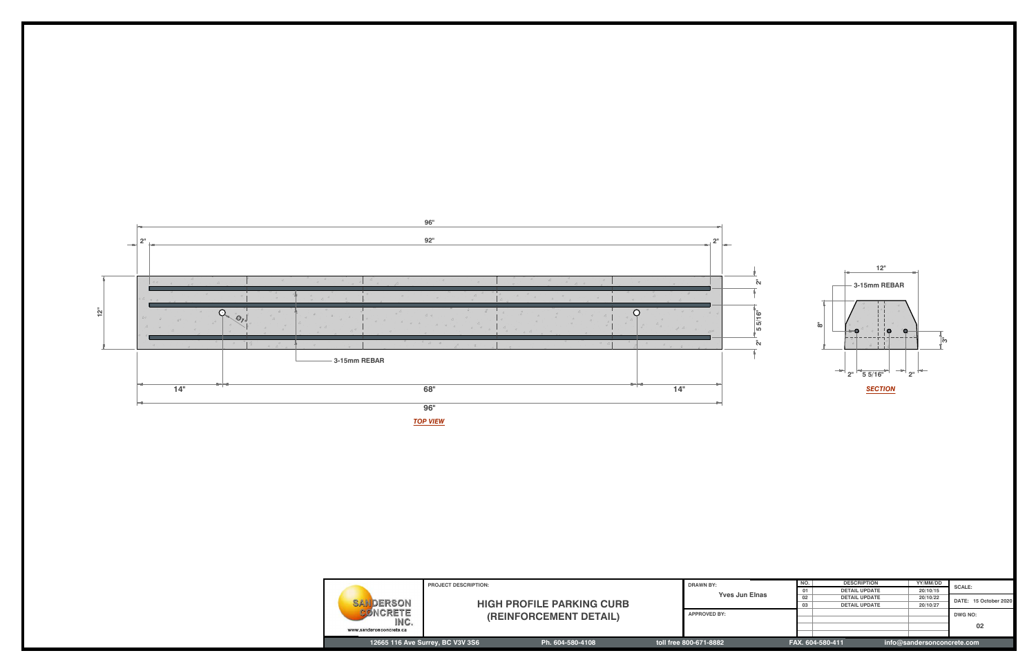96"

2" 92" 2"

12"

Ø1"

2"

5 5/16"

2"

3-15mm REBAR

14" 68" 14"

96"

***TOP VIEW***

12"

3-15mm REBAR

8"

3"

2" 5 5/16" 2"

***SECTION***

| | | | | | | |
|---|---|---|---|---|---|---|
| SANDERSON CONCRETE INC. www.sandersonconcrete.ca | PROJECT DESCRIPTION: **HIGH PROFILE PARKING CURB (REINFORCEMENT DETAIL)** | DRAWN BY: Yves Jun Elnas | NO. | DESCRIPTION | YY/MM/DD | SCALE: |
| | | | 01 | DETAIL UPDATE | 20/10/15 | DATE: 15 October 2020 |
| | | | 02 | DETAIL UPDATE | 20/10/22 | |
| | | APPROVED BY: | 03 | DETAIL UPDATE | 20/10/27 | DWG NO: 02 |

12665 116 Ave Surrey, BC V3V 3S6 | Ph. 604-580-4108 | toll free 800-671-8882 | FAX. 604-580-411 | info@sandersonconcrete.com